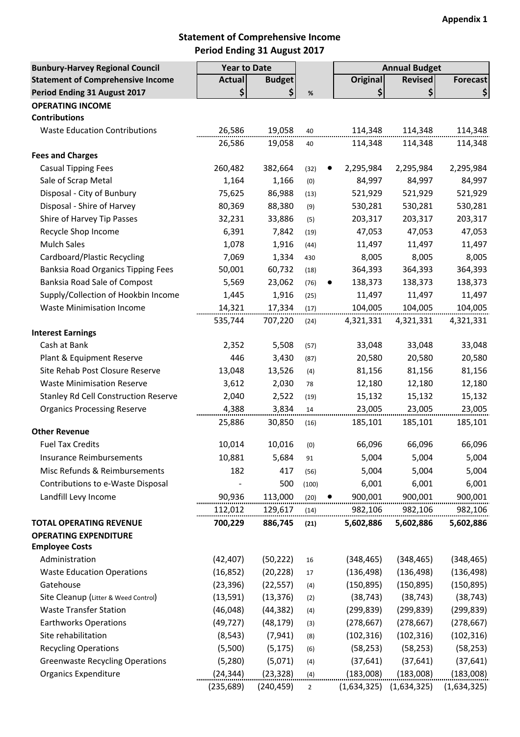**Appendix 1**

## Statement of Comprehensive Income
## Period Ending 31 August 2017

| Bunbury-Harvey Regional Council | Year to Date | | | | Annual Budget | | |
|---|---|---|---|---|---|---|---|
| **Statement of Comprehensive Income** | **Actual** | **Budget** | | | **Original** | **Revised** | **Forecast** |
| **Period Ending 31 August 2017** | **$** | **$** | **%** | | **$** | **$** | **$** |
| **OPERATING INCOME** | | | | | | | |
| **Contributions** | | | | | | | |
| Waste Education Contributions | 26,586 | 19,058 | 40 | | 114,348 | 114,348 | 114,348 |
| | 26,586 | 19,058 | 40 | | 114,348 | 114,348 | 114,348 |
| **Fees and Charges** | | | | | | | |
| Casual Tipping Fees | 260,482 | 382,664 | (32) | ● | 2,295,984 | 2,295,984 | 2,295,984 |
| Sale of Scrap Metal | 1,164 | 1,166 | (0) | | 84,997 | 84,997 | 84,997 |
| Disposal - City of Bunbury | 75,625 | 86,988 | (13) | | 521,929 | 521,929 | 521,929 |
| Disposal - Shire of Harvey | 80,369 | 88,380 | (9) | | 530,281 | 530,281 | 530,281 |
| Shire of Harvey Tip Passes | 32,231 | 33,886 | (5) | | 203,317 | 203,317 | 203,317 |
| Recycle Shop Income | 6,391 | 7,842 | (19) | | 47,053 | 47,053 | 47,053 |
| Mulch Sales | 1,078 | 1,916 | (44) | | 11,497 | 11,497 | 11,497 |
| Cardboard/Plastic Recycling | 7,069 | 1,334 | 430 | | 8,005 | 8,005 | 8,005 |
| Banksia Road Organics Tipping Fees | 50,001 | 60,732 | (18) | | 364,393 | 364,393 | 364,393 |
| Banksia Road Sale of Compost | 5,569 | 23,062 | (76) | ● | 138,373 | 138,373 | 138,373 |
| Supply/Collection of Hookbin Income | 1,445 | 1,916 | (25) | | 11,497 | 11,497 | 11,497 |
| Waste Minimisation Income | 14,321 | 17,334 | (17) | | 104,005 | 104,005 | 104,005 |
| | 535,744 | 707,220 | (24) | | 4,321,331 | 4,321,331 | 4,321,331 |
| **Interest Earnings** | | | | | | | |
| Cash at Bank | 2,352 | 5,508 | (57) | | 33,048 | 33,048 | 33,048 |
| Plant & Equipment Reserve | 446 | 3,430 | (87) | | 20,580 | 20,580 | 20,580 |
| Site Rehab Post Closure Reserve | 13,048 | 13,526 | (4) | | 81,156 | 81,156 | 81,156 |
| Waste Minimisation Reserve | 3,612 | 2,030 | 78 | | 12,180 | 12,180 | 12,180 |
| Stanley Rd Cell Construction Reserve | 2,040 | 2,522 | (19) | | 15,132 | 15,132 | 15,132 |
| Organics Processing Reserve | 4,388 | 3,834 | 14 | | 23,005 | 23,005 | 23,005 |
| | 25,886 | 30,850 | (16) | | 185,101 | 185,101 | 185,101 |
| **Other Revenue** | | | | | | | |
| Fuel Tax Credits | 10,014 | 10,016 | (0) | | 66,096 | 66,096 | 66,096 |
| Insurance Reimbursements | 10,881 | 5,684 | 91 | | 5,004 | 5,004 | 5,004 |
| Misc Refunds & Reimbursements | 182 | 417 | (56) | | 5,004 | 5,004 | 5,004 |
| Contributions to e-Waste Disposal | - | 500 | (100) | | 6,001 | 6,001 | 6,001 |
| Landfill Levy Income | 90,936 | 113,000 | (20) | ● | 900,001 | 900,001 | 900,001 |
| | 112,012 | 129,617 | (14) | | 982,106 | 982,106 | 982,106 |
| **TOTAL OPERATING REVENUE** | **700,229** | **886,745** | **(21)** | | **5,602,886** | **5,602,886** | **5,602,886** |
| **OPERATING EXPENDITURE** | | | | | | | |
| **Employee Costs** | | | | | | | |
| Administration | (42,407) | (50,222) | 16 | | (348,465) | (348,465) | (348,465) |
| Waste Education Operations | (16,852) | (20,228) | 17 | | (136,498) | (136,498) | (136,498) |
| Gatehouse | (23,396) | (22,557) | (4) | | (150,895) | (150,895) | (150,895) |
| Site Cleanup (Litter & Weed Control) | (13,591) | (13,376) | (2) | | (38,743) | (38,743) | (38,743) |
| Waste Transfer Station | (46,048) | (44,382) | (4) | | (299,839) | (299,839) | (299,839) |
| Earthworks Operations | (49,727) | (48,179) | (3) | | (278,667) | (278,667) | (278,667) |
| Site rehabilitation | (8,543) | (7,941) | (8) | | (102,316) | (102,316) | (102,316) |
| Recycling Operations | (5,500) | (5,175) | (6) | | (58,253) | (58,253) | (58,253) |
| Greenwaste Recycling Operations | (5,280) | (5,071) | (4) | | (37,641) | (37,641) | (37,641) |
| Organics Expenditure | (24,344) | (23,328) | (4) | | (183,008) | (183,008) | (183,008) |
| | (235,689) | (240,459) | 2 | | (1,634,325) | (1,634,325) | (1,634,325) |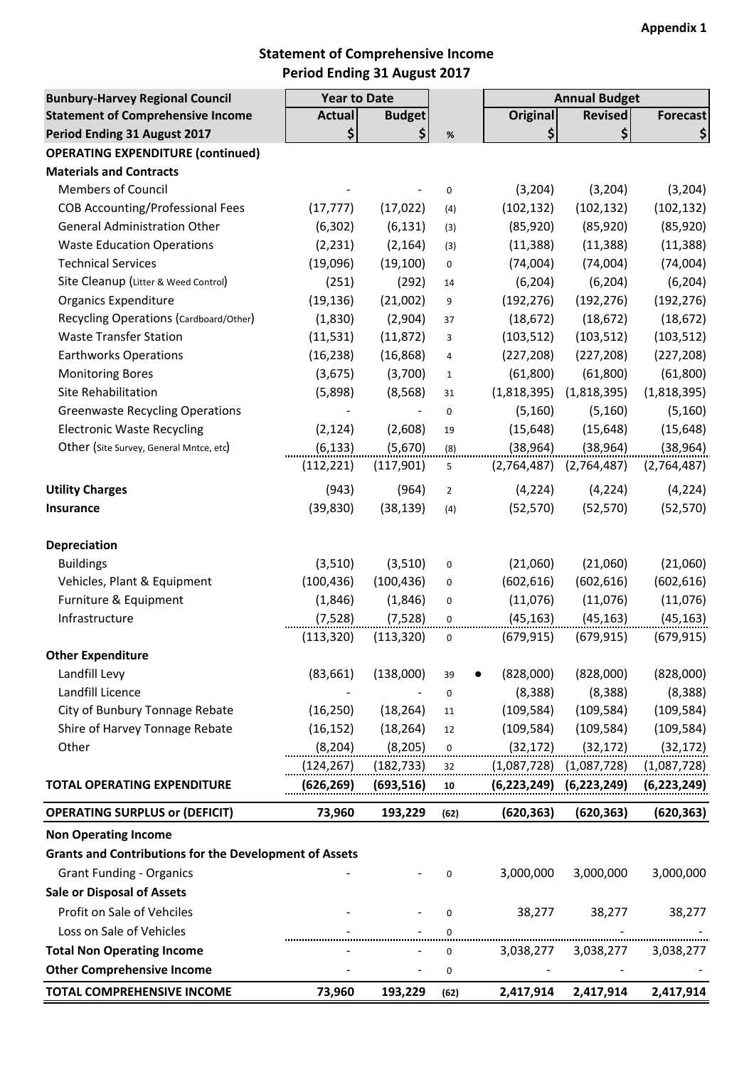Appendix 1

## Statement of Comprehensive Income
## Period Ending 31 August 2017

| Bunbury-Harvey Regional Council | Year to Date | | | | Annual Budget | |
|---|---|---|---|---|---|---|
| **Statement of Comprehensive Income** | **Actual** | **Budget** | | **Original** | **Revised** | **Forecast** |
| **Period Ending 31 August 2017** | **$** | **$** | **%** | **$** | **$** | **$** |
| **OPERATING EXPENDITURE (continued)** | | | | | | |
| **Materials and Contracts** | | | | | | |
| Members of Council | - | - | 0 | (3,204) | (3,204) | (3,204) |
| COB Accounting/Professional Fees | (17,777) | (17,022) | (4) | (102,132) | (102,132) | (102,132) |
| General Administration Other | (6,302) | (6,131) | (3) | (85,920) | (85,920) | (85,920) |
| Waste Education Operations | (2,231) | (2,164) | (3) | (11,388) | (11,388) | (11,388) |
| Technical Services | (19,096) | (19,100) | 0 | (74,004) | (74,004) | (74,004) |
| Site Cleanup (Litter & Weed Control) | (251) | (292) | 14 | (6,204) | (6,204) | (6,204) |
| Organics Expenditure | (19,136) | (21,002) | 9 | (192,276) | (192,276) | (192,276) |
| Recycling Operations (Cardboard/Other) | (1,830) | (2,904) | 37 | (18,672) | (18,672) | (18,672) |
| Waste Transfer Station | (11,531) | (11,872) | 3 | (103,512) | (103,512) | (103,512) |
| Earthworks Operations | (16,238) | (16,868) | 4 | (227,208) | (227,208) | (227,208) |
| Monitoring Bores | (3,675) | (3,700) | 1 | (61,800) | (61,800) | (61,800) |
| Site Rehabilitation | (5,898) | (8,568) | 31 | (1,818,395) | (1,818,395) | (1,818,395) |
| Greenwaste Recycling Operations | - | - | 0 | (5,160) | (5,160) | (5,160) |
| Electronic Waste Recycling | (2,124) | (2,608) | 19 | (15,648) | (15,648) | (15,648) |
| Other (Site Survey, General Mntce, etc) | (6,133) | (5,670) | (8) | (38,964) | (38,964) | (38,964) |
| | (112,221) | (117,901) | 5 | (2,764,487) | (2,764,487) | (2,764,487) |
| **Utility Charges** | (943) | (964) | 2 | (4,224) | (4,224) | (4,224) |
| **Insurance** | (39,830) | (38,139) | (4) | (52,570) | (52,570) | (52,570) |
| **Depreciation** | | | | | | |
| Buildings | (3,510) | (3,510) | 0 | (21,060) | (21,060) | (21,060) |
| Vehicles, Plant & Equipment | (100,436) | (100,436) | 0 | (602,616) | (602,616) | (602,616) |
| Furniture & Equipment | (1,846) | (1,846) | 0 | (11,076) | (11,076) | (11,076) |
| Infrastructure | (7,528) | (7,528) | 0 | (45,163) | (45,163) | (45,163) |
| | (113,320) | (113,320) | 0 | (679,915) | (679,915) | (679,915) |
| **Other Expenditure** | | | | | | |
| Landfill Levy | (83,661) | (138,000) | 39 ● | (828,000) | (828,000) | (828,000) |
| Landfill Licence | - | - | 0 | (8,388) | (8,388) | (8,388) |
| City of Bunbury Tonnage Rebate | (16,250) | (18,264) | 11 | (109,584) | (109,584) | (109,584) |
| Shire of Harvey Tonnage Rebate | (16,152) | (18,264) | 12 | (109,584) | (109,584) | (109,584) |
| Other | (8,204) | (8,205) | 0 | (32,172) | (32,172) | (32,172) |
| | (124,267) | (182,733) | 32 | (1,087,728) | (1,087,728) | (1,087,728) |
| **TOTAL OPERATING EXPENDITURE** | **(626,269)** | **(693,516)** | **10** | **(6,223,249)** | **(6,223,249)** | **(6,223,249)** |
| **OPERATING SURPLUS or (DEFICIT)** | **73,960** | **193,229** | **(62)** | **(620,363)** | **(620,363)** | **(620,363)** |
| **Non Operating Income** | | | | | | |
| **Grants and Contributions for the Development of Assets** | | | | | | |
| Grant Funding - Organics | - | - | 0 | 3,000,000 | 3,000,000 | 3,000,000 |
| **Sale or Disposal of Assets** | | | | | | |
| Profit on Sale of Vehciles | - | - | 0 | 38,277 | 38,277 | 38,277 |
| Loss on Sale of Vehicles | - | - | 0 | | - | - |
| **Total Non Operating Income** | - | - | 0 | 3,038,277 | 3,038,277 | 3,038,277 |
| **Other Comprehensive Income** | - | - | 0 | - | - | - |
| **TOTAL COMPREHENSIVE INCOME** | **73,960** | **193,229** | **(62)** | **2,417,914** | **2,417,914** | **2,417,914** |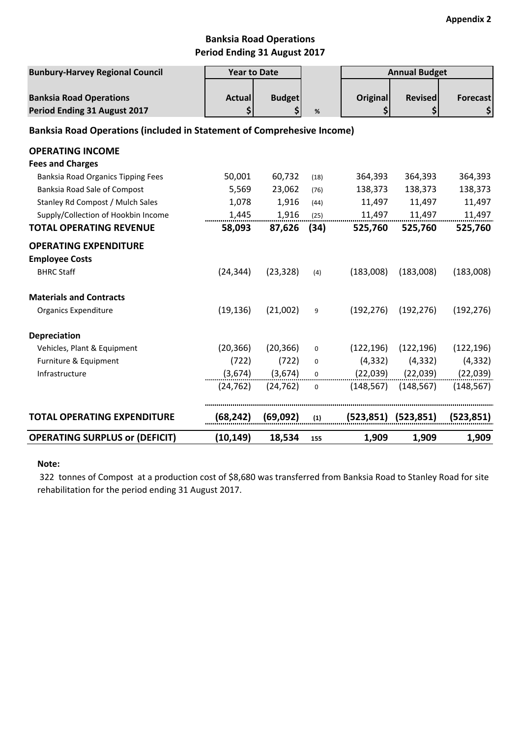Appendix 2

## Banksia Road Operations
## Period Ending 31 August 2017

| Bunbury-Harvey Regional Council | Year to Date | | | Annual Budget | | |
|---|---|---|---|---|---|---|
| **Banksia Road Operations** **Period Ending 31 August 2017** | **Actual** **$** | **Budget** **$** | **%** | **Original** **$** | **Revised** **$** | **Forecast** **$** |
| **Banksia Road Operations (included in Statement of Comprehesive Income)** | | | | | | |
| **OPERATING INCOME** | | | | | | |
| **Fees and Charges** | | | | | | |
| Banksia Road Organics Tipping Fees | 50,001 | 60,732 | (18) | 364,393 | 364,393 | 364,393 |
| Banksia Road Sale of Compost | 5,569 | 23,062 | (76) | 138,373 | 138,373 | 138,373 |
| Stanley Rd Compost / Mulch Sales | 1,078 | 1,916 | (44) | 11,497 | 11,497 | 11,497 |
| Supply/Collection of Hookbin Income | 1,445 | 1,916 | (25) | 11,497 | 11,497 | 11,497 |
| **TOTAL OPERATING REVENUE** | **58,093** | **87,626** | **(34)** | **525,760** | **525,760** | **525,760** |
| **OPERATING EXPENDITURE** | | | | | | |
| **Employee Costs** | | | | | | |
| BHRC Staff | (24,344) | (23,328) | (4) | (183,008) | (183,008) | (183,008) |
| **Materials and Contracts** | | | | | | |
| Organics Expenditure | (19,136) | (21,002) | 9 | (192,276) | (192,276) | (192,276) |
| **Depreciation** | | | | | | |
| Vehicles, Plant & Equipment | (20,366) | (20,366) | 0 | (122,196) | (122,196) | (122,196) |
| Furniture & Equipment | (722) | (722) | 0 | (4,332) | (4,332) | (4,332) |
| Infrastructure | (3,674) | (3,674) | 0 | (22,039) | (22,039) | (22,039) |
| | (24,762) | (24,762) | 0 | (148,567) | (148,567) | (148,567) |
| **TOTAL OPERATING EXPENDITURE** | **(68,242)** | **(69,092)** | **(1)** | **(523,851)** | **(523,851)** | **(523,851)** |
| **OPERATING SURPLUS or (DEFICIT)** | **(10,149)** | **18,534** | **155** | **1,909** | **1,909** | **1,909** |

**Note:**

322 tonnes of Compost at a production cost of $8,680 was transferred from Banksia Road to Stanley Road for site rehabilitation for the period ending 31 August 2017.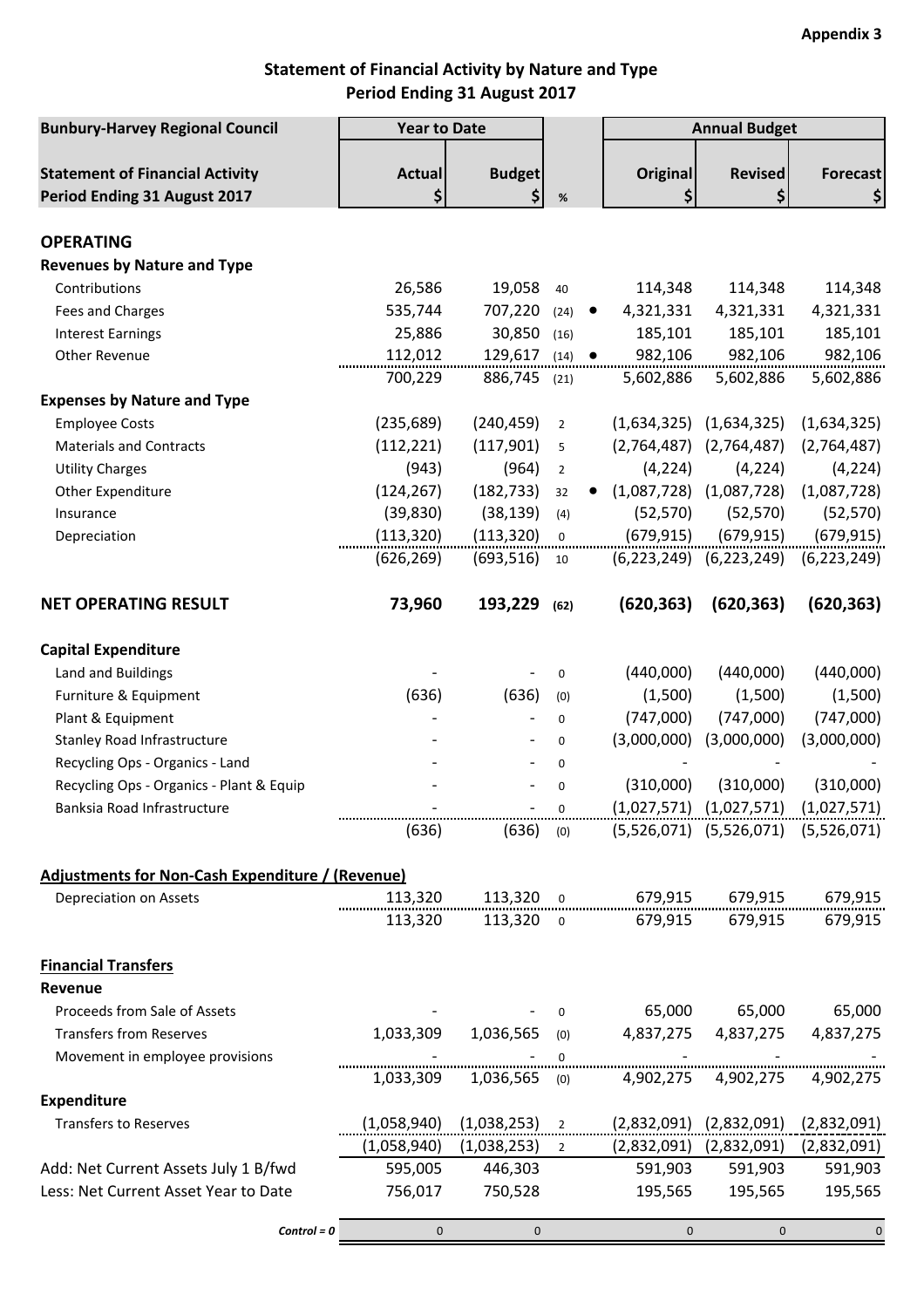**Appendix 3**

## Statement of Financial Activity by Nature and Type
## Period Ending 31 August 2017

| Bunbury-Harvey Regional Council | Year to Date | | | | Annual Budget | | |
|---|---|---|---|---|---|---|---|
| **Statement of Financial Activity Period Ending 31 August 2017** | **Actual $** | **Budget $** | **%** | | **Original $** | **Revised $** | **Forecast $** |
| **OPERATING** | | | | | | | |
| **Revenues by Nature and Type** | | | | | | | |
| Contributions | 26,586 | 19,058 | 40 | | 114,348 | 114,348 | 114,348 |
| Fees and Charges | 535,744 | 707,220 | (24) | ● | 4,321,331 | 4,321,331 | 4,321,331 |
| Interest Earnings | 25,886 | 30,850 | (16) | | 185,101 | 185,101 | 185,101 |
| Other Revenue | 112,012 | 129,617 | (14) | ● | 982,106 | 982,106 | 982,106 |
| | 700,229 | 886,745 | (21) | | 5,602,886 | 5,602,886 | 5,602,886 |
| **Expenses by Nature and Type** | | | | | | | |
| Employee Costs | (235,689) | (240,459) | 2 | | (1,634,325) | (1,634,325) | (1,634,325) |
| Materials and Contracts | (112,221) | (117,901) | 5 | | (2,764,487) | (2,764,487) | (2,764,487) |
| Utility Charges | (943) | (964) | 2 | | (4,224) | (4,224) | (4,224) |
| Other Expenditure | (124,267) | (182,733) | 32 | ● | (1,087,728) | (1,087,728) | (1,087,728) |
| Insurance | (39,830) | (38,139) | (4) | | (52,570) | (52,570) | (52,570) |
| Depreciation | (113,320) | (113,320) | 0 | | (679,915) | (679,915) | (679,915) |
| | (626,269) | (693,516) | 10 | | (6,223,249) | (6,223,249) | (6,223,249) |
| **NET OPERATING RESULT** | **73,960** | **193,229** | **(62)** | | **(620,363)** | **(620,363)** | **(620,363)** |
| **Capital Expenditure** | | | | | | | |
| Land and Buildings | - | - | 0 | | (440,000) | (440,000) | (440,000) |
| Furniture & Equipment | (636) | (636) | (0) | | (1,500) | (1,500) | (1,500) |
| Plant & Equipment | - | - | 0 | | (747,000) | (747,000) | (747,000) |
| Stanley Road Infrastructure | - | - | 0 | | (3,000,000) | (3,000,000) | (3,000,000) |
| Recycling Ops - Organics - Land | - | - | 0 | | - | - | - |
| Recycling Ops - Organics - Plant & Equip | - | - | 0 | | (310,000) | (310,000) | (310,000) |
| Banksia Road Infrastructure | - | - | 0 | | (1,027,571) | (1,027,571) | (1,027,571) |
| | (636) | (636) | (0) | | (5,526,071) | (5,526,071) | (5,526,071) |
| **Adjustments for Non-Cash Expenditure / (Revenue)** | | | | | | | |
| Depreciation on Assets | 113,320 | 113,320 | 0 | | 679,915 | 679,915 | 679,915 |
| | 113,320 | 113,320 | 0 | | 679,915 | 679,915 | 679,915 |
| **Financial Transfers** | | | | | | | |
| **Revenue** | | | | | | | |
| Proceeds from Sale of Assets | - | - | 0 | | 65,000 | 65,000 | 65,000 |
| Transfers from Reserves | 1,033,309 | 1,036,565 | (0) | | 4,837,275 | 4,837,275 | 4,837,275 |
| Movement in employee provisions | - | - | 0 | | - | - | - |
| | 1,033,309 | 1,036,565 | (0) | | 4,902,275 | 4,902,275 | 4,902,275 |
| **Expenditure** | | | | | | | |
| Transfers to Reserves | (1,058,940) | (1,038,253) | 2 | | (2,832,091) | (2,832,091) | (2,832,091) |
| | (1,058,940) | (1,038,253) | 2 | | (2,832,091) | (2,832,091) | (2,832,091) |
| Add: Net Current Assets July 1 B/fwd | 595,005 | 446,303 | | | 591,903 | 591,903 | 591,903 |
| Less: Net Current Asset Year to Date | 756,017 | 750,528 | | | 195,565 | 195,565 | 195,565 |
| ***Control = 0*** | 0 | 0 | | | 0 | 0 | 0 |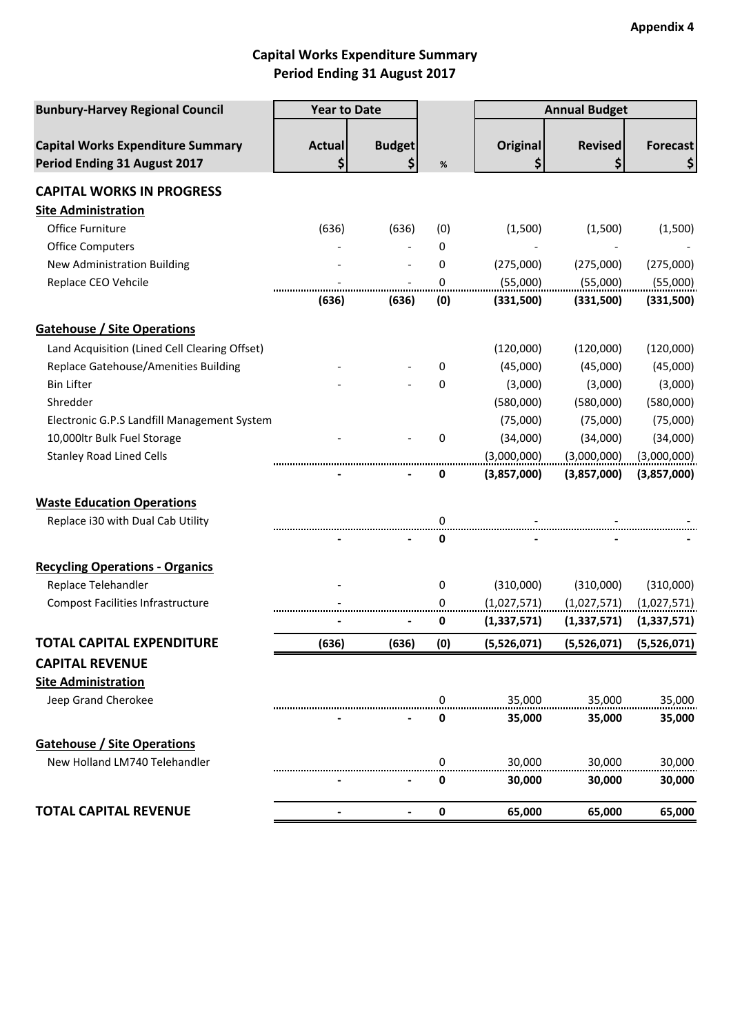Appendix 4

## Capital Works Expenditure Summary
## Period Ending 31 August 2017

| Bunbury-Harvey Regional Council | Year to Date | | | Annual Budget | | |
|---|---|---|---|---|---|---|
| **Capital Works Expenditure Summary Period Ending 31 August 2017** | **Actual $** | **Budget $** | **%** | **Original $** | **Revised $** | **Forecast $** |
| **CAPITAL WORKS IN PROGRESS** | | | | | | |
| **Site Administration** | | | | | | |
| Office Furniture | (636) | (636) | (0) | (1,500) | (1,500) | (1,500) |
| Office Computers | - | - | 0 | - | - | - |
| New Administration Building | - | - | 0 | (275,000) | (275,000) | (275,000) |
| Replace CEO Vehcile | - | - | 0 | (55,000) | (55,000) | (55,000) |
| | **(636)** | **(636)** | **(0)** | **(331,500)** | **(331,500)** | **(331,500)** |
| **Gatehouse / Site Operations** | | | | | | |
| Land Acquisition (Lined Cell Clearing Offset) | | | | (120,000) | (120,000) | (120,000) |
| Replace Gatehouse/Amenities Building | - | - | 0 | (45,000) | (45,000) | (45,000) |
| Bin Lifter | - | - | 0 | (3,000) | (3,000) | (3,000) |
| Shredder | | | | (580,000) | (580,000) | (580,000) |
| Electronic G.P.S Landfill Management System | | | | (75,000) | (75,000) | (75,000) |
| 10,000ltr Bulk Fuel Storage | - | - | 0 | (34,000) | (34,000) | (34,000) |
| Stanley Road Lined Cells | | | | (3,000,000) | (3,000,000) | (3,000,000) |
| | **-** | **-** | **0** | **(3,857,000)** | **(3,857,000)** | **(3,857,000)** |
| **Waste Education Operations** | | | | | | |
| Replace i30 with Dual Cab Utility | | | 0 | - | - | - |
| | **-** | **-** | **0** | **-** | **-** | **-** |
| **Recycling Operations - Organics** | | | | | | |
| Replace Telehandler | - | | 0 | (310,000) | (310,000) | (310,000) |
| Compost Facilities Infrastructure | - | | 0 | (1,027,571) | (1,027,571) | (1,027,571) |
| | **-** | **-** | **0** | **(1,337,571)** | **(1,337,571)** | **(1,337,571)** |
| **TOTAL CAPITAL EXPENDITURE** | **(636)** | **(636)** | **(0)** | **(5,526,071)** | **(5,526,071)** | **(5,526,071)** |
| **CAPITAL REVENUE** | | | | | | |
| **Site Administration** | | | | | | |
| Jeep Grand Cherokee | | | 0 | 35,000 | 35,000 | 35,000 |
| | **-** | **-** | **0** | **35,000** | **35,000** | **35,000** |
| **Gatehouse / Site Operations** | | | | | | |
| New Holland LM740 Telehandler | | | 0 | 30,000 | 30,000 | 30,000 |
| | **-** | **-** | **0** | **30,000** | **30,000** | **30,000** |
| **TOTAL CAPITAL REVENUE** | **-** | **-** | **0** | **65,000** | **65,000** | **65,000** |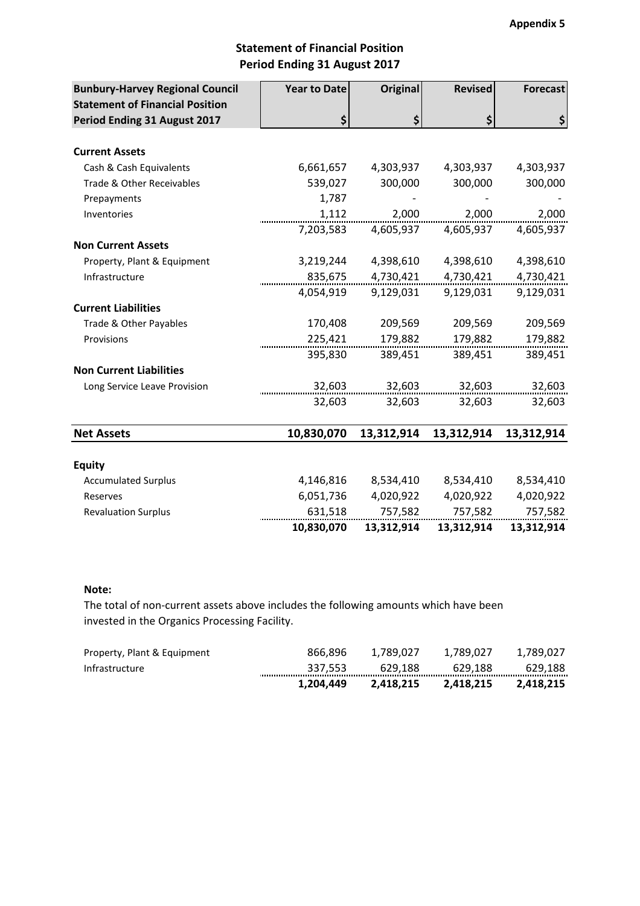**Appendix 5**

## Statement of Financial Position
## Period Ending 31 August 2017

| Bunbury-Harvey Regional Council Statement of Financial Position Period Ending 31 August 2017 | Year to Date $ | Original $ | Revised $ | Forecast $ |
|---|---|---|---|---|
| **Current Assets** | | | | |
| Cash & Cash Equivalents | 6,661,657 | 4,303,937 | 4,303,937 | 4,303,937 |
| Trade & Other Receivables | 539,027 | 300,000 | 300,000 | 300,000 |
| Prepayments | 1,787 | - | - | - |
| Inventories | 1,112 | 2,000 | 2,000 | 2,000 |
| | 7,203,583 | 4,605,937 | 4,605,937 | 4,605,937 |
| **Non Current Assets** | | | | |
| Property, Plant & Equipment | 3,219,244 | 4,398,610 | 4,398,610 | 4,398,610 |
| Infrastructure | 835,675 | 4,730,421 | 4,730,421 | 4,730,421 |
| | 4,054,919 | 9,129,031 | 9,129,031 | 9,129,031 |
| **Current Liabilities** | | | | |
| Trade & Other Payables | 170,408 | 209,569 | 209,569 | 209,569 |
| Provisions | 225,421 | 179,882 | 179,882 | 179,882 |
| | 395,830 | 389,451 | 389,451 | 389,451 |
| **Non Current Liabilities** | | | | |
| Long Service Leave Provision | 32,603 | 32,603 | 32,603 | 32,603 |
| | 32,603 | 32,603 | 32,603 | 32,603 |
| **Net Assets** | **10,830,070** | **13,312,914** | **13,312,914** | **13,312,914** |
| **Equity** | | | | |
| Accumulated Surplus | 4,146,816 | 8,534,410 | 8,534,410 | 8,534,410 |
| Reserves | 6,051,736 | 4,020,922 | 4,020,922 | 4,020,922 |
| Revaluation Surplus | 631,518 | 757,582 | 757,582 | 757,582 |
| | **10,830,070** | **13,312,914** | **13,312,914** | **13,312,914** |

**Note:**

The total of non-current assets above includes the following amounts which have been invested in the Organics Processing Facility.

| | | | | |
|---|---|---|---|---|
| Property, Plant & Equipment | 866,896 | 1,789,027 | 1,789,027 | 1,789,027 |
| Infrastructure | 337,553 | 629,188 | 629,188 | 629,188 |
| | **1,204,449** | **2,418,215** | **2,418,215** | **2,418,215** |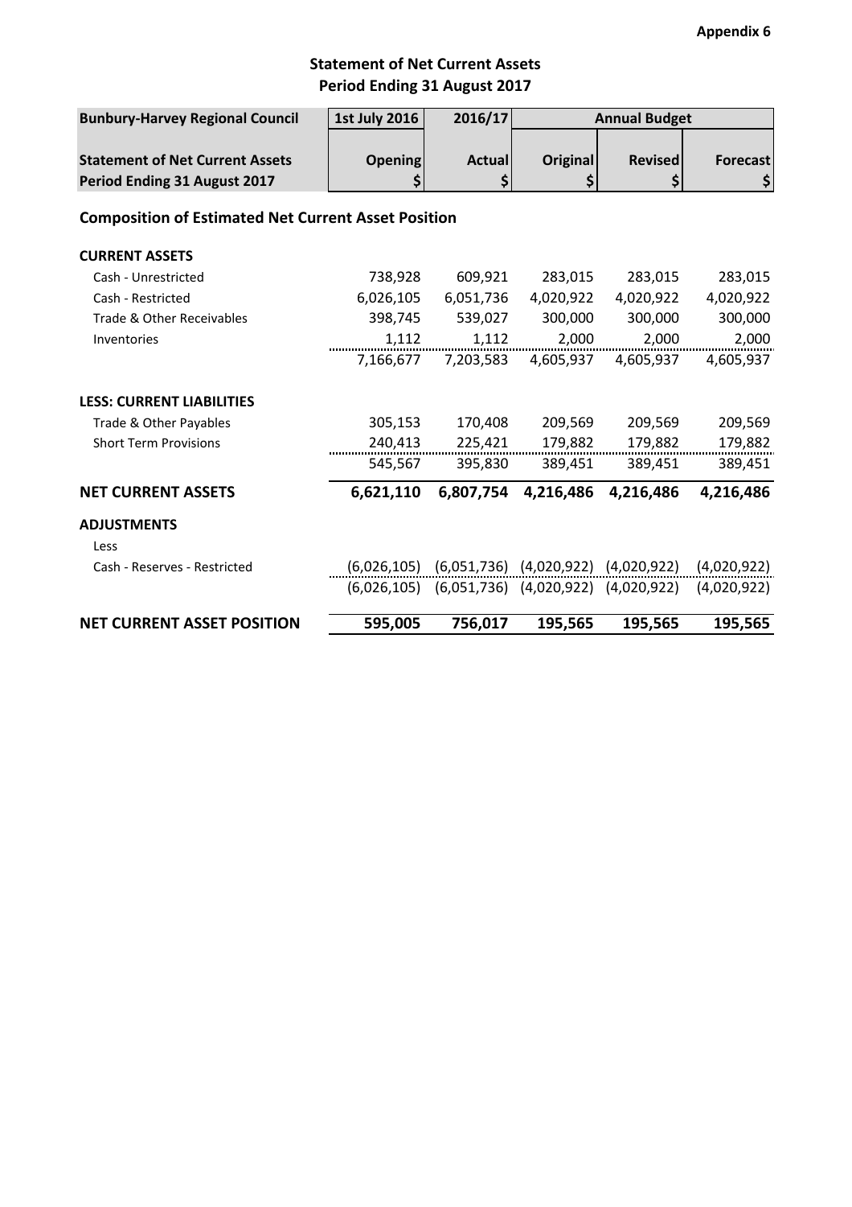**Appendix 6**

## Statement of Net Current Assets
## Period Ending 31 August 2017

| Bunbury-Harvey Regional Council | 1st July 2016 | 2016/17 | Annual Budget | | |
|---|---|---|---|---|---|
| **Statement of Net Current Assets** **Period Ending 31 August 2017** | **Opening** $ | **Actual** $ | **Original** $ | **Revised** $ | **Forecast** $ |
| **Composition of Estimated Net Current Asset Position** | | | | | |
| **CURRENT ASSETS** | | | | | |
| Cash - Unrestricted | 738,928 | 609,921 | 283,015 | 283,015 | 283,015 |
| Cash - Restricted | 6,026,105 | 6,051,736 | 4,020,922 | 4,020,922 | 4,020,922 |
| Trade & Other Receivables | 398,745 | 539,027 | 300,000 | 300,000 | 300,000 |
| Inventories | 1,112 | 1,112 | 2,000 | 2,000 | 2,000 |
| | 7,166,677 | 7,203,583 | 4,605,937 | 4,605,937 | 4,605,937 |
| **LESS: CURRENT LIABILITIES** | | | | | |
| Trade & Other Payables | 305,153 | 170,408 | 209,569 | 209,569 | 209,569 |
| Short Term Provisions | 240,413 | 225,421 | 179,882 | 179,882 | 179,882 |
| | 545,567 | 395,830 | 389,451 | 389,451 | 389,451 |
| **NET CURRENT ASSETS** | **6,621,110** | **6,807,754** | **4,216,486** | **4,216,486** | **4,216,486** |
| **ADJUSTMENTS** | | | | | |
| Less | | | | | |
| Cash - Reserves - Restricted | (6,026,105) | (6,051,736) | (4,020,922) | (4,020,922) | (4,020,922) |
| | (6,026,105) | (6,051,736) | (4,020,922) | (4,020,922) | (4,020,922) |
| **NET CURRENT ASSET POSITION** | **595,005** | **756,017** | **195,565** | **195,565** | **195,565** |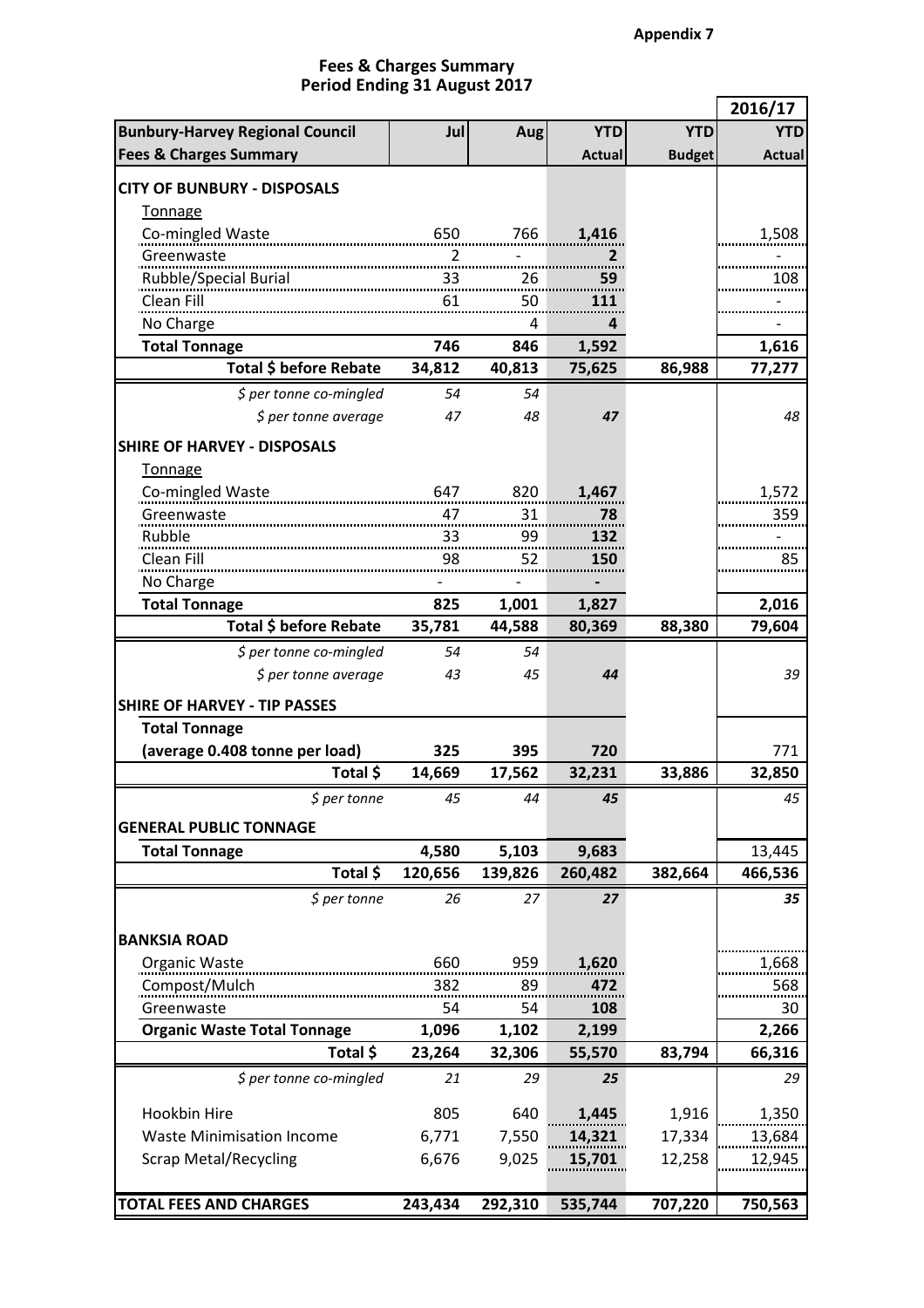**Appendix 7**

## Fees & Charges Summary
## Period Ending 31 August 2017

| Bunbury-Harvey Regional Council<br>Fees & Charges Summary | Jul | Aug | YTD Actual | YTD Budget | 2016/17 YTD Actual |
|---|---|---|---|---|---|
| **CITY OF BUNBURY - DISPOSALS** | | | | | |
| Tonnage | | | | | |
| Co-mingled Waste | 650 | 766 | **1,416** | | 1,508 |
| Greenwaste | 2 | - | **2** | | - |
| Rubble/Special Burial | 33 | 26 | **59** | | 108 |
| Clean Fill | 61 | 50 | **111** | | - |
| No Charge | | 4 | **4** | | - |
| **Total Tonnage** | **746** | **846** | **1,592** | | **1,616** |
| **Total $ before Rebate** | **34,812** | **40,813** | **75,625** | **86,988** | **77,277** |
| *$ per tonne co-mingled* | *54* | *54* | | | |
| *$ per tonne average* | *47* | *48* | ***47*** | | *48* |
| **SHIRE OF HARVEY - DISPOSALS** | | | | | |
| Tonnage | | | | | |
| Co-mingled Waste | 647 | 820 | **1,467** | | 1,572 |
| Greenwaste | 47 | 31 | **78** | | 359 |
| Rubble | 33 | 99 | **132** | | - |
| Clean Fill | 98 | 52 | **150** | | 85 |
| No Charge | - | - | **-** | | |
| **Total Tonnage** | **825** | **1,001** | **1,827** | | **2,016** |
| **Total $ before Rebate** | **35,781** | **44,588** | **80,369** | **88,380** | **79,604** |
| *$ per tonne co-mingled* | *54* | *54* | | | |
| *$ per tonne average* | *43* | *45* | ***44*** | | *39* |
| **SHIRE OF HARVEY - TIP PASSES** | | | | | |
| **Total Tonnage** | | | | | |
| **(average 0.408 tonne per load)** | **325** | **395** | **720** | | 771 |
| **Total $** | **14,669** | **17,562** | **32,231** | **33,886** | **32,850** |
| *$ per tonne* | *45* | *44* | ***45*** | | *45* |
| **GENERAL PUBLIC TONNAGE** | | | | | |
| **Total Tonnage** | **4,580** | **5,103** | **9,683** | | 13,445 |
| **Total $** | **120,656** | **139,826** | **260,482** | **382,664** | **466,536** |
| *$ per tonne* | *26* | *27* | ***27*** | | ***35*** |
| **BANKSIA ROAD** | | | | | |
| Organic Waste | 660 | 959 | **1,620** | | 1,668 |
| Compost/Mulch | 382 | 89 | **472** | | 568 |
| Greenwaste | 54 | 54 | **108** | | 30 |
| **Organic Waste Total Tonnage** | **1,096** | **1,102** | **2,199** | | **2,266** |
| **Total $** | **23,264** | **32,306** | **55,570** | **83,794** | **66,316** |
| *$ per tonne co-mingled* | *21* | *29* | ***25*** | | *29* |
| Hookbin Hire | 805 | 640 | **1,445** | 1,916 | 1,350 |
| Waste Minimisation Income | 6,771 | 7,550 | **14,321** | 17,334 | 13,684 |
| Scrap Metal/Recycling | 6,676 | 9,025 | **15,701** | 12,258 | 12,945 |
| **TOTAL FEES AND CHARGES** | **243,434** | **292,310** | **535,744** | **707,220** | **750,563** |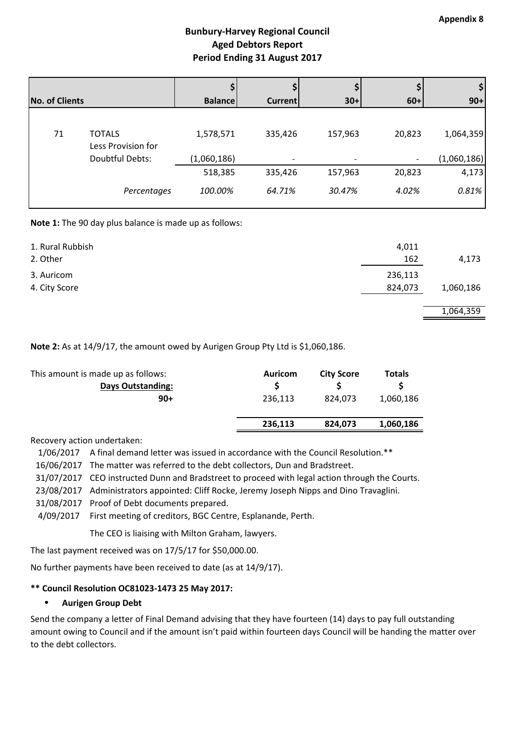**Appendix 8**

# Bunbury-Harvey Regional Council
## Aged Debtors Report
### Period Ending 31 August 2017

| No. of Clients | | $ Balance | $ Current | $ 30+ | $ 60+ | $ 90+ |
|---|---|---|---|---|---|---|
| 71 | TOTALS | 1,578,571 | 335,426 | 157,963 | 20,823 | 1,064,359 |
| | Less Provision for Doubtful Debts: | (1,060,186) | - | - | - | (1,060,186) |
| | | 518,385 | 335,426 | 157,963 | 20,823 | 4,173 |
| | *Percentages* | *100.00%* | *64.71%* | *30.47%* | *4.02%* | *0.81%* |

**Note 1:** The 90 day plus balance is made up as follows:

| | | |
|---|---|---|
| 1. Rural Rubbish | 4,011 | |
| 2. Other | 162 | 4,173 |
| 3. Auricom | 236,113 | |
| 4. City Score | 824,073 | 1,060,186 |
| | | 1,064,359 |

**Note 2:** As at 14/9/17, the amount owed by Aurigen Group Pty Ltd is $1,060,186.

| This amount is made up as follows: | Auricom | City Score | Totals |
|---|---|---|---|
| **Days Outstanding:** | $ | $ | $ |
| **90+** | 236,113 | 824,073 | 1,060,186 |
| | **236,113** | **824,073** | **1,060,186** |

Recovery action undertaken:

- 1/06/2017 A final demand letter was issued in accordance with the Council Resolution.**
- 16/06/2017 The matter was referred to the debt collectors, Dun and Bradstreet.
- 31/07/2017 CEO instructed Dunn and Bradstreet to proceed with legal action through the Courts.
- 23/08/2017 Administrators appointed: Cliff Rocke, Jeremy Joseph Nipps and Dino Travaglini.
- 31/08/2017 Proof of Debt documents prepared.
- 4/09/2017 First meeting of creditors, BGC Centre, Esplanande, Perth.

The CEO is liaising with Milton Graham, lawyers.

The last payment received was on 17/5/17 for $50,000.00.

No further payments have been received to date (as at 14/9/17).

**** Council Resolution OC81023-1473 25 May 2017:**

- **Aurigen Group Debt**

Send the company a letter of Final Demand advising that they have fourteen (14) days to pay full outstanding amount owing to Council and if the amount isn't paid within fourteen days Council will be handing the matter over to the debt collectors.